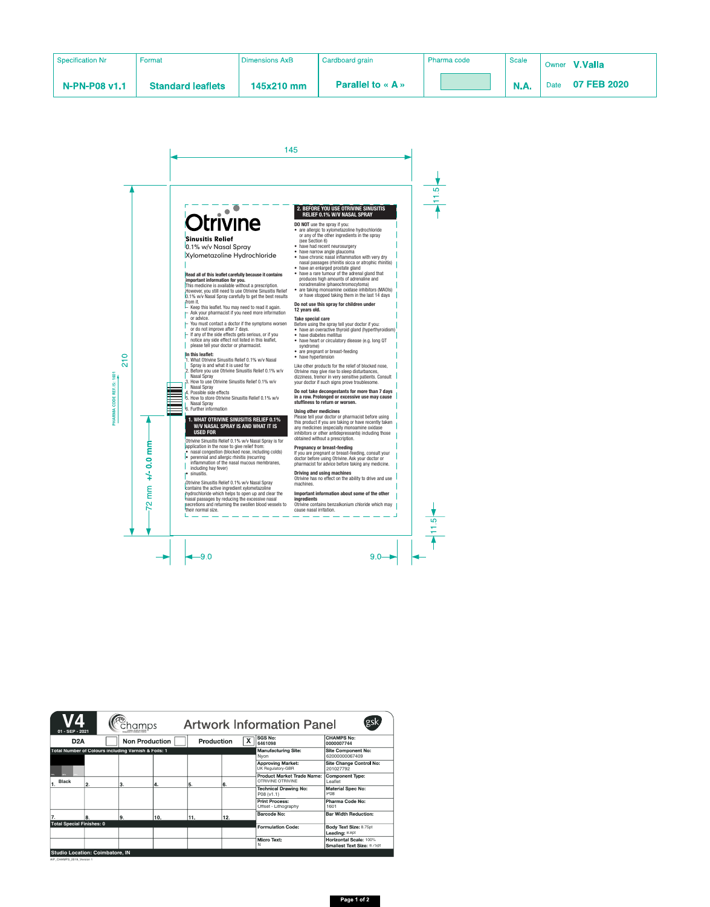| Specification Nr | Format | Dimensions AxB | Cardboard grain | Pharma code | Scale | Owner V.Valla |
|---|---|---|---|---|---|---|
| N-PN-P08 v1.1 | Standard leaflets | 145x210 mm | Parallel to « A » | | N.A. | Date 07 FEB 2020 |

145

210

11.5

72 mm +/- 0.0 mm

9.0

PHARMA CODE REF.IS : 1601

# Otrivine

**Sinusitis Relief**
0.1% w/v Nasal Spray
Xylometazoline Hydrochloride

**Read all of this leaflet carefully because it contains important information for you.**
This medicine is available without a prescription. However, you still need to use Otrivine Sinusitis Relief 0.1% w/v Nasal Spray carefully to get the best results from it.

- Keep this leaflet. You may need to read it again.
- Ask your pharmacist if you need more information or advice.
- You must contact a doctor if the symptoms worsen or do not improve after 7 days.
- If any of the side effects gets serious, or if you notice any side effect not listed in this leaflet, please tell your doctor or pharmacist.

**In this leaflet:**
1. What Otrivine Sinusitis Relief 0.1% w/v Nasal Spray is and what it is used for
2. Before you use Otrivine Sinusitis Relief 0.1% w/v Nasal Spray
3. How to use Otrivine Sinusitis Relief 0.1% w/v Nasal Spray
4. Possible side effects
5. How to store Otrivine Sinusitis Relief 0.1% w/v Nasal Spray
6. Further information

## 1. WHAT OTRIVINE SINUSITIS RELIEF 0.1% W/V NASAL SPRAY IS AND WHAT IT IS USED FOR

Otrivine Sinusitis Relief 0.1% w/v Nasal Spray is for application in the nose to give relief from:
- nasal congestion (blocked nose, including colds)
- perennial and allergic rhinitis (recurring inflammation of the nasal mucous membranes, including hay fever)
- sinusitis.

Otrivine Sinusitis Relief 0.1% w/v Nasal Spray contains the active ingredient xylometazoline hydrochloride which helps to open up and clear the nasal passages by reducing the excessive nasal secretions and returning the swollen blood vessels to their normal size.

## 2. BEFORE YOU USE OTRIVINE SINUSITIS RELIEF 0.1% W/V NASAL SPRAY

**DO NOT** use the spray if you:
- are allergic to xylometazoline hydrochloride or any of the other ingredients in the spray (see Section 6)
- have had recent neurosurgery
- have narrow angle glaucoma
- have chronic nasal inflammation with very dry nasal passages (rhinitis sicca or atrophic rhinitis)
- have an enlarged prostate gland
- have a rare tumour of the adrenal gland that produces high amounts of adrenaline and noradrenaline (phaeochromocytoma)
- are taking monoamine oxidase inhibitors (MAOIs) or have stopped taking them in the last 14 days

**Do not use this spray for children under 12 years old.**

**Take special care**
Before using the spray tell your doctor if you:
- have an overactive thyroid gland (hyperthyroidism)
- have diabetes mellitus
- have heart or circulatory disease (e.g. long QT syndrome)
- are pregnant or breast-feeding
- have hypertension

Like other products for the relief of blocked nose, Otrivine may give rise to sleep disturbances, dizziness, tremor in very sensitive patients. Consult your doctor if such signs prove troublesome.

**Do not take decongestants for more than 7 days in a row. Prolonged or excessive use may cause stuffiness to return or worsen.**

**Using other medicines**
Please tell your doctor or pharmacist before using this product if you are taking or have recently taken any medicines (especially monoamine oxidase inhibitors or other antidepressants) including those obtained without a prescription.

**Pregnancy or breast-feeding**
If you are pregnant or breast-feeding, consult your doctor before using Otrivine. Ask your doctor or pharmacist for advice before taking any medicine.

**Driving and using machines**
Otrivine has no effect on the ability to drive and use machines.

**Important information about some of the other ingredients**
Otrivine contains benzalkonium chloride which may cause nasal irritation.

---

**V4** 01 - SEP - 2021 — champs — **Artwork Information Panel** — gsk

| D2A | Non Production | Production X |
|---|---|---|

Total Number of Colours including Varnish & Foils: 1

| 1. Black | 2. | 3. | 4. | 5. | 6. |
|---|---|---|---|---|---|
| 7. | 8. | 9. | 10. | 11. | 12. |

Total Special Finishes: 0

| | |
|---|---|
| SGS No: 6461098 | CHAMPS No: 0000007744 |
| Manufacturing Site: Nyon | Site Component No: 62000000067409 |
| Approving Market: UK Regulatory-GBR | Site Change Control No: 201027792 |
| Product Market Trade Name: OTRIVINE OTRIVINE | Component Type: Leaflet |
| Technical Drawing No: P08 (v1.1) | Material Spec No: P08 |
| Print Process: Offset - Lithography | Pharma Code No: 1601 |
| Barcode No: | Bar Width Reduction: |
| Formulation Code: | Body Text Size: 8.75pt Leading: 8.8pt |
| Micro Text: N | Horizontal Scale: 100% Smallest Text Size: 8.75pt |

Studio Location: Coimbatore, IN

AIP_CHAMPS_2019_Version 1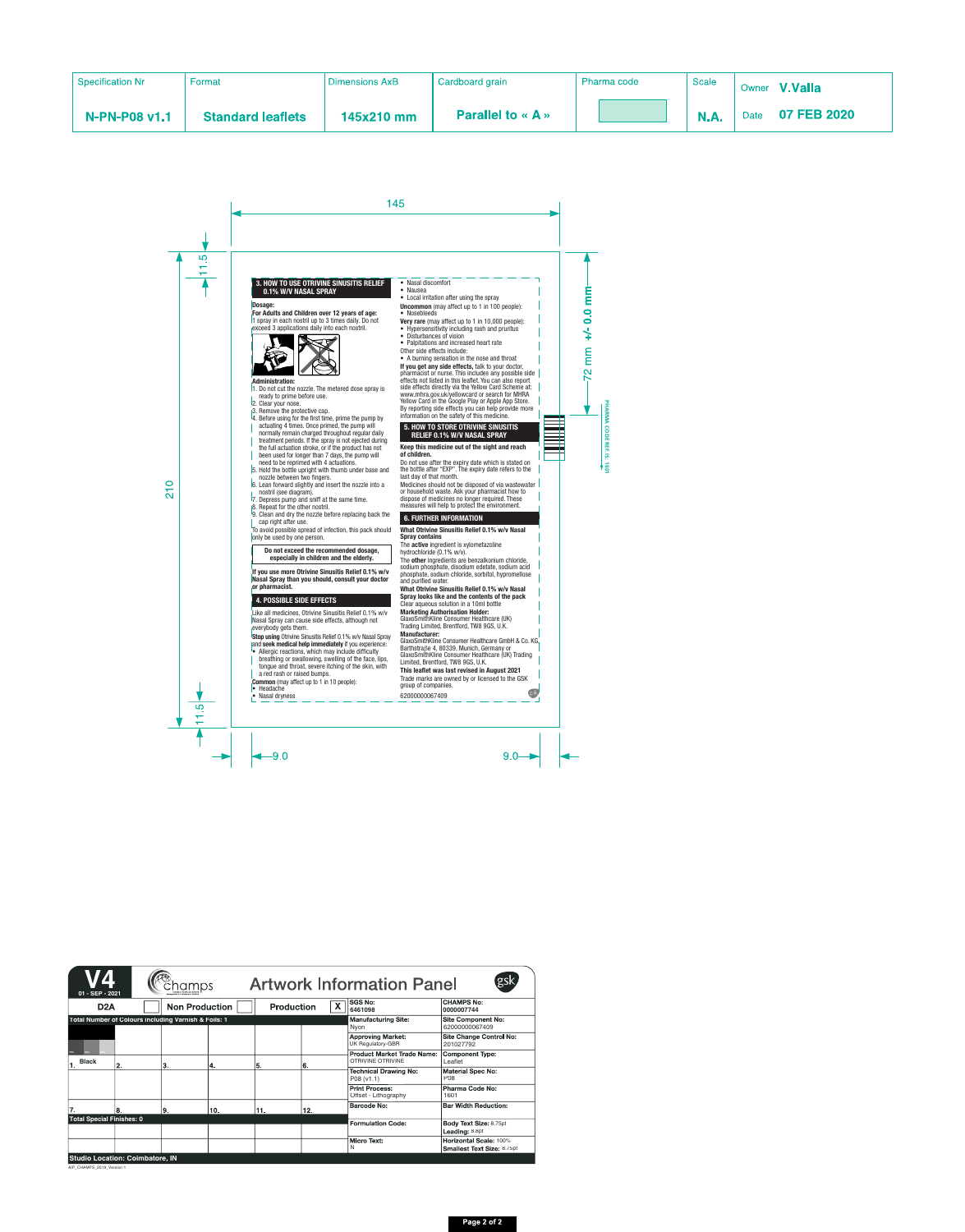| Specification Nr | Format | Dimensions AxB | Cardboard grain | Pharma code | Scale | Owner V.Valla |
|---|---|---|---|---|---|---|
| N-PN-P08 v1.1 | Standard leaflets | 145x210 mm | Parallel to « A » | | N.A. | Date 07 FEB 2020 |

145

11.5

210

11.5

72 mm +/- 0.0 mm

PHARMA CODE REF IS: 1601

9.0

9.0

## 3. HOW TO USE OTRIVINE SINUSITIS RELIEF 0.1% W/V NASAL SPRAY

**Dosage:**

**For Adults and Children over 12 years of age:**
1 spray in each nostril up to 3 times daily. Do not exceed 3 applications daily into each nostril.

**Administration:**

1. Do not cut the nozzle. The metered dose spray is ready to prime before use.
2. Clear your nose.
3. Remove the protective cap.
4. Before using for the first time, prime the pump by actuating 4 times. Once primed, the pump will normally remain charged throughout regular daily treatment periods. If the spray is not ejected during the full actuation stroke, or if the product has not been used for longer than 7 days, the pump will need to be reprimed with 4 actuations.
5. Hold the bottle upright with thumb under base and nozzle between two fingers.
6. Lean forward slightly and insert the nozzle into a nostril (see diagram).
7. Depress pump and sniff at the same time.
8. Repeat for the other nostril.
9. Clean and dry the nozzle before replacing back the cap right after use.

To avoid possible spread of infection, this pack should only be used by one person.

**Do not exceed the recommended dosage, especially in children and the elderly.**

**If you use more Otrivine Sinusitis Relief 0.1% w/v Nasal Spray than you should, consult your doctor or pharmacist.**

## 4. POSSIBLE SIDE EFFECTS

Like all medicines, Otrivine Sinusitis Relief 0.1% w/v Nasal Spray can cause side effects, although not everybody gets them.

**Stop using** Otrivine Sinusitis Relief 0.1% w/v Nasal Spray and **seek medical help immediately** if you experience:

- Allergic reactions, which may include difficulty breathing or swallowing, swelling of the face, lips, tongue and throat, severe itching of the skin, with a red rash or raised bumps.

**Common** (may affect up to 1 in 10 people):

- Headache
- Nasal dryness
- Nasal discomfort
- Nausea
- Local irritation after using the spray

**Uncommon** (may affect up to 1 in 100 people):

- Nosebleeds

**Very rare** (may affect up to 1 in 10,000 people):

- Hypersensitivity including rash and pruritus
- Disturbances of vision
- Palpitations and increased heart rate

Other side effects include:

- A burning sensation in the nose and throat

**If you get any side effects,** talk to your doctor, pharmacist or nurse. This includes any possible side effects not listed in this leaflet. You can also report side effects directly via the Yellow Card Scheme at: www.mhra.gov.uk/yellowcard or search for MHRA Yellow Card in the Google Play or Apple App Store. By reporting side effects you can help provide more information on the safety of this medicine.

## 5. HOW TO STORE OTRIVINE SINUSITIS RELIEF 0.1% W/V NASAL SPRAY

**Keep this medicine out of the sight and reach of children.**

Do not use after the expiry date which is stated on the bottle after "EXP". The expiry date refers to the last day of that month.

Medicines should not be disposed of via wastewater or household waste. Ask your pharmacist how to dispose of medicines no longer required. These measures will help to protect the environment.

## 6. FURTHER INFORMATION

**What Otrivine Sinusitis Relief 0.1% w/v Nasal Spray contains**

The **active** ingredient is xylometazoline hydrochloride (0.1% w/v).

The **other** ingredients are benzalkonium chloride, sodium phosphate, disodium edetate, sodium acid phosphate, sodium chloride, sorbitol, hypromellose and purified water.

**What Otrivine Sinusitis Relief 0.1% w/v Nasal Spray looks like and the contents of the pack**

Clear aqueous solution in a 10ml bottle

**Marketing Authorisation Holder:**
GlaxoSmithKline Consumer Healthcare (UK) Trading Limited, Brentford, TW8 9GS, U.K.

**Manufacturer:**
GlaxoSmithKline Consumer Healthcare GmbH & Co. KG, Barthstraße 4, 80339, Munich, Germany or GlaxoSmithKline Consumer Healthcare (UK) Trading Limited, Brentford, TW8 9GS, U.K.

**This leaflet was last revised in August 2021**

Trade marks are owned by or licensed to the GSK group of companies.

62000000067409

# V4 — Artwork Information Panel

01 - SEP - 2021 | champs | gsk

| D2A | Non Production | Production X |
|---|---|---|

Total Number of Colours including Varnish & Foils: 1

1. Black 2. 3. 4. 5. 6.

7. 8. 9. 10. 11. 12.

Total Special Finishes: 0

| | |
|---|---|
| SGS No: 6461098 | CHAMPS No: 0000007744 |
| Manufacturing Site: Nyon | Site Component No: 62000000067409 |
| Approving Market: UK Regulatory-GBR | Site Change Control No: 201027792 |
| Product Market Trade Name: OTRIVINE OTRIVINE | Component Type: Leaflet |
| Technical Drawing No: P08 (v1.1) | Material Spec No: P08 |
| Print Process: Offset - Lithography | Pharma Code No: 1601 |
| Barcode No: | Bar Width Reduction: |
| Formulation Code: | Body Text Size: 8.75pt Leading: 8.8pt |
| Micro Text: N | Horizontal Scale: 100% Smallest Text Size: 8.75pt |

Studio Location: Coimbatore, IN

AIP_CHAMPS_2019_Version 1